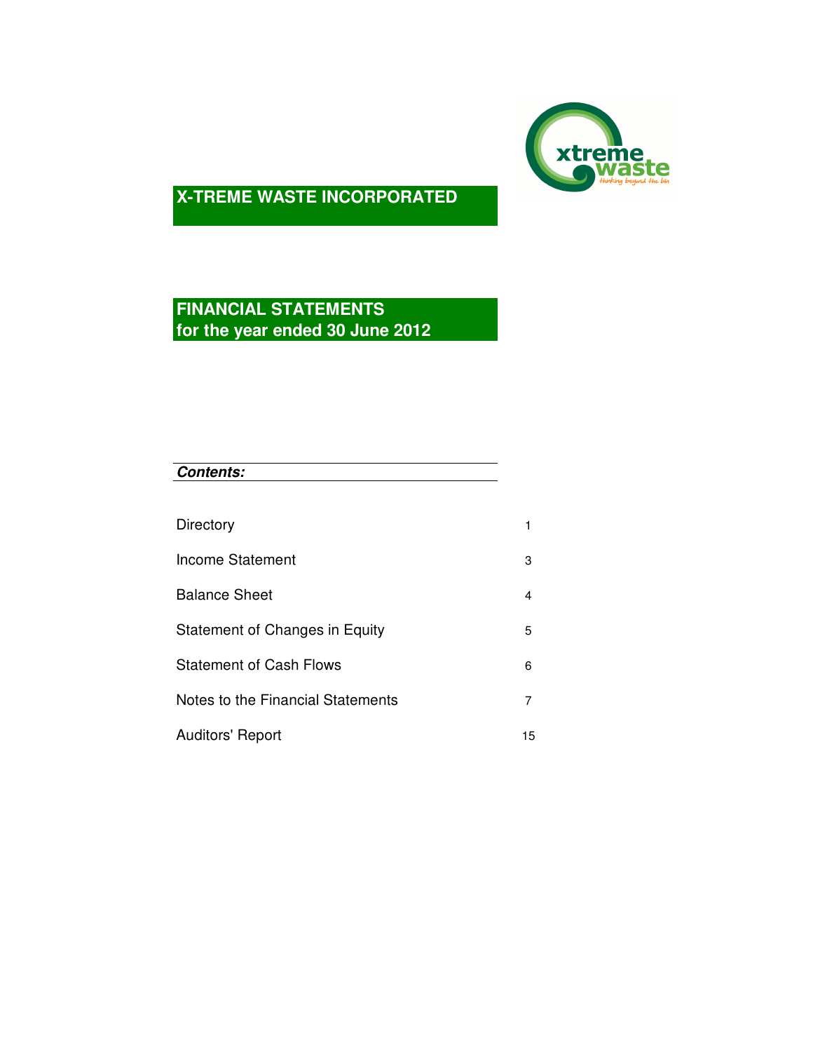# X-TREME WASTE INCORPORATED

## FINANCIAL STATEMENTS
## for the year ended 30 June 2012

***Contents:***

| | |
|---|---|
| Directory | 1 |
| Income Statement | 3 |
| Balance Sheet | 4 |
| Statement of Changes in Equity | 5 |
| Statement of Cash Flows | 6 |
| Notes to the Financial Statements | 7 |
| Auditors' Report | 15 |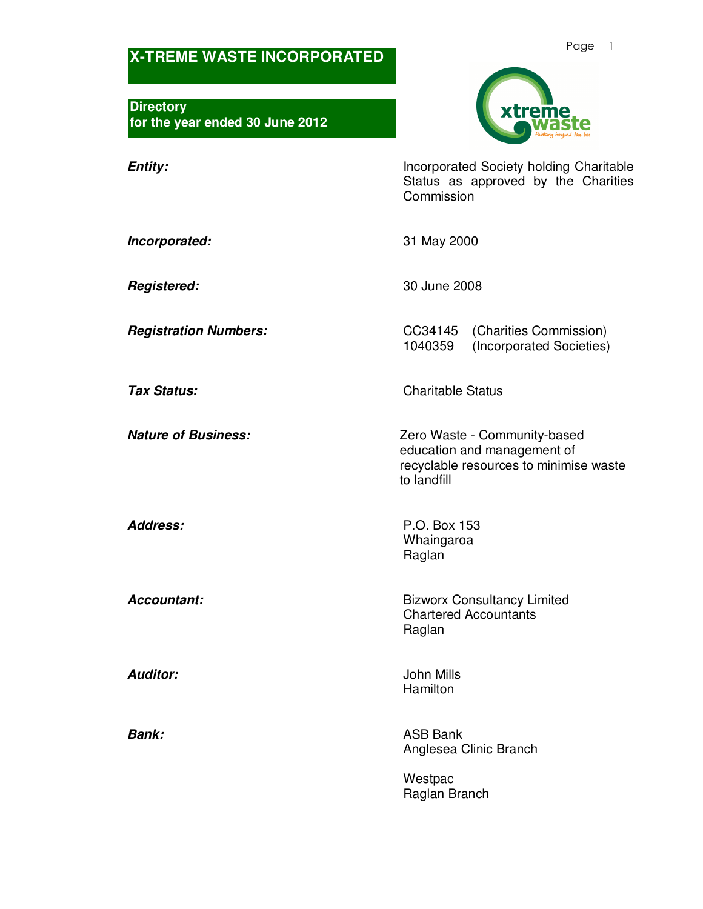# X-TREME WASTE INCORPORATED

## Directory
## for the year ended 30 June 2012

| | |
|---|---|
| ***Entity:*** | Incorporated Society holding Charitable Status as approved by the Charities Commission |
| ***Incorporated:*** | 31 May 2000 |
| ***Registered:*** | 30 June 2008 |
| ***Registration Numbers:*** | CC34145 (Charities Commission)<br>1040359 (Incorporated Societies) |
| ***Tax Status:*** | Charitable Status |
| ***Nature of Business:*** | Zero Waste - Community-based education and management of recyclable resources to minimise waste to landfill |
| ***Address:*** | P.O. Box 153<br>Whaingaroa<br>Raglan |
| ***Accountant:*** | Bizworx Consultancy Limited<br>Chartered Accountants<br>Raglan |
| ***Auditor:*** | John Mills<br>Hamilton |
| ***Bank:*** | ASB Bank<br>Anglesea Clinic Branch<br><br>Westpac<br>Raglan Branch |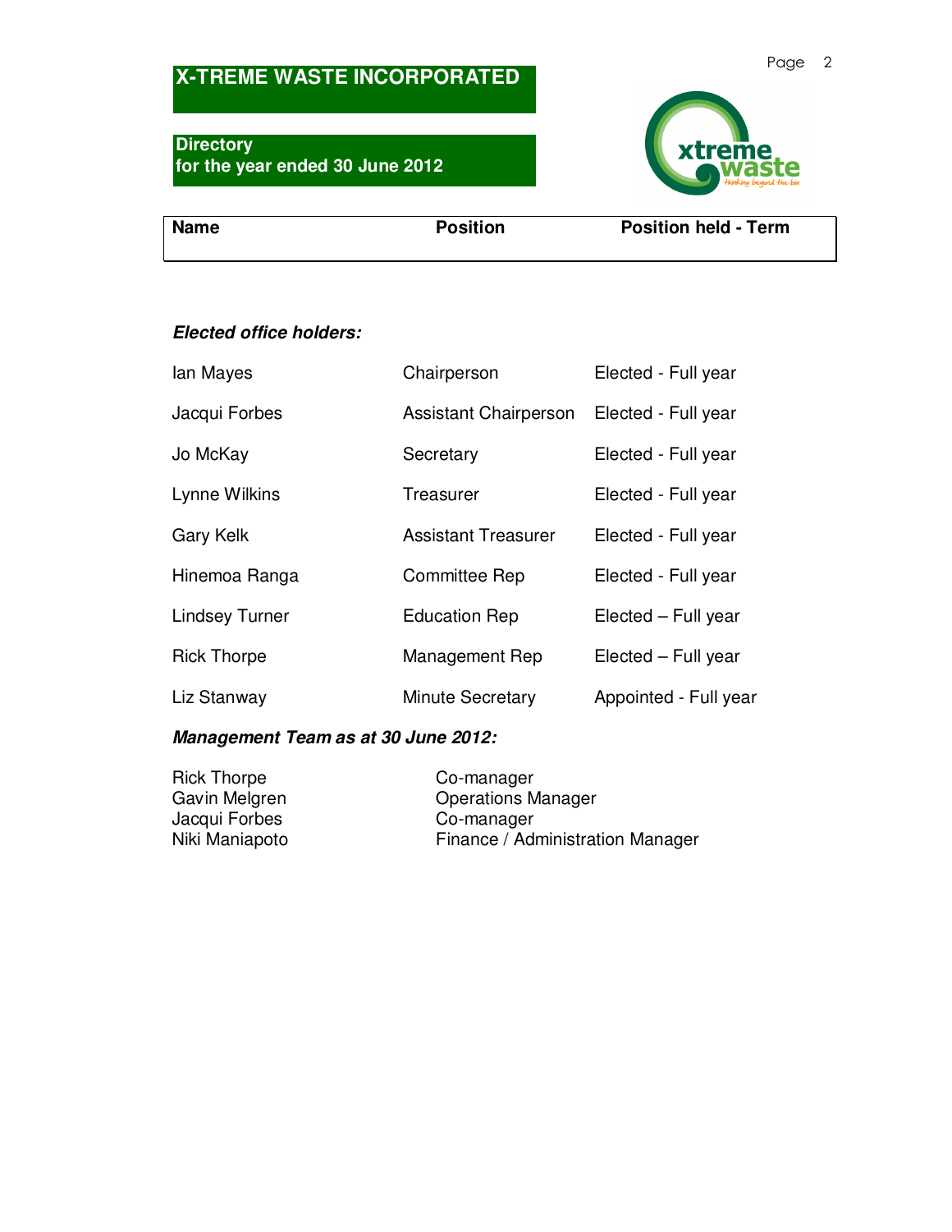# X-TREME WASTE INCORPORATED

## Directory
## for the year ended 30 June 2012

| Name | Position | Position held - Term |
|---|---|---|
| ***Elected office holders:*** | | |
| Ian Mayes | Chairperson | Elected - Full year |
| Jacqui Forbes | Assistant Chairperson | Elected - Full year |
| Jo McKay | Secretary | Elected - Full year |
| Lynne Wilkins | Treasurer | Elected - Full year |
| Gary Kelk | Assistant Treasurer | Elected - Full year |
| Hinemoa Ranga | Committee Rep | Elected - Full year |
| Lindsey Turner | Education Rep | Elected – Full year |
| Rick Thorpe | Management Rep | Elected – Full year |
| Liz Stanway | Minute Secretary | Appointed - Full year |

***Management Team as at 30 June 2012:***

| | |
|---|---|
| Rick Thorpe | Co-manager |
| Gavin Melgren | Operations Manager |
| Jacqui Forbes | Co-manager |
| Niki Maniapoto | Finance / Administration Manager |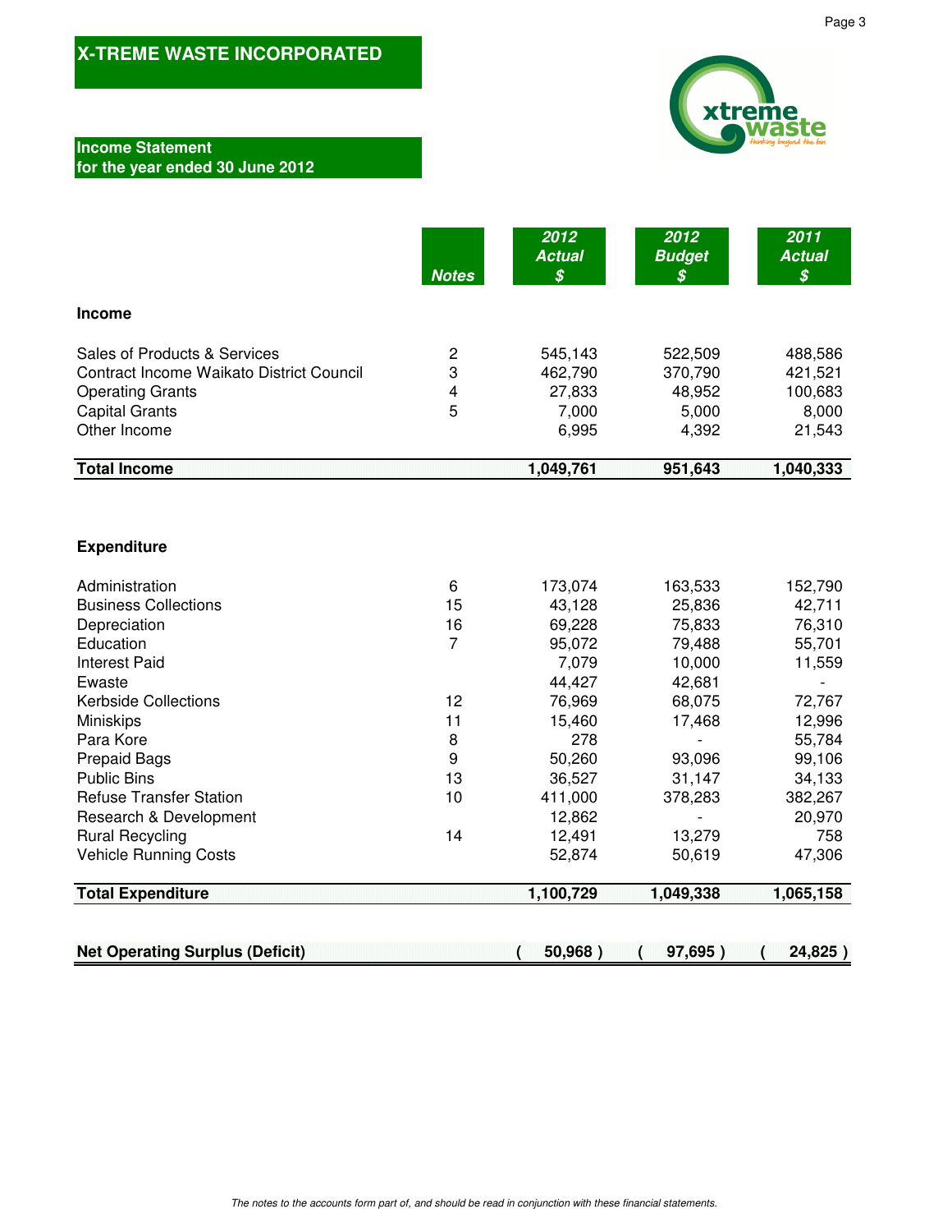# X-TREME WASTE INCORPORATED

## Income Statement
## for the year ended 30 June 2012

| | Notes | 2012 Actual $ | 2012 Budget $ | 2011 Actual $ |
|---|---|---|---|---|
| **Income** | | | | |
| Sales of Products & Services | 2 | 545,143 | 522,509 | 488,586 |
| Contract Income Waikato District Council | 3 | 462,790 | 370,790 | 421,521 |
| Operating Grants | 4 | 27,833 | 48,952 | 100,683 |
| Capital Grants | 5 | 7,000 | 5,000 | 8,000 |
| Other Income | | 6,995 | 4,392 | 21,543 |
| **Total Income** | | **1,049,761** | **951,643** | **1,040,333** |
| **Expenditure** | | | | |
| Administration | 6 | 173,074 | 163,533 | 152,790 |
| Business Collections | 15 | 43,128 | 25,836 | 42,711 |
| Depreciation | 16 | 69,228 | 75,833 | 76,310 |
| Education | 7 | 95,072 | 79,488 | 55,701 |
| Interest Paid | | 7,079 | 10,000 | 11,559 |
| Ewaste | | 44,427 | 42,681 | - |
| Kerbside Collections | 12 | 76,969 | 68,075 | 72,767 |
| Miniskips | 11 | 15,460 | 17,468 | 12,996 |
| Para Kore | 8 | 278 | - | 55,784 |
| Prepaid Bags | 9 | 50,260 | 93,096 | 99,106 |
| Public Bins | 13 | 36,527 | 31,147 | 34,133 |
| Refuse Transfer Station | 10 | 411,000 | 378,283 | 382,267 |
| Research & Development | | 12,862 | - | 20,970 |
| Rural Recycling | 14 | 12,491 | 13,279 | 758 |
| Vehicle Running Costs | | 52,874 | 50,619 | 47,306 |
| **Total Expenditure** | | **1,100,729** | **1,049,338** | **1,065,158** |
| **Net Operating Surplus (Deficit)** | | **( 50,968 )** | **( 97,695 )** | **( 24,825 )** |

*The notes to the accounts form part of, and should be read in conjunction with these financial statements.*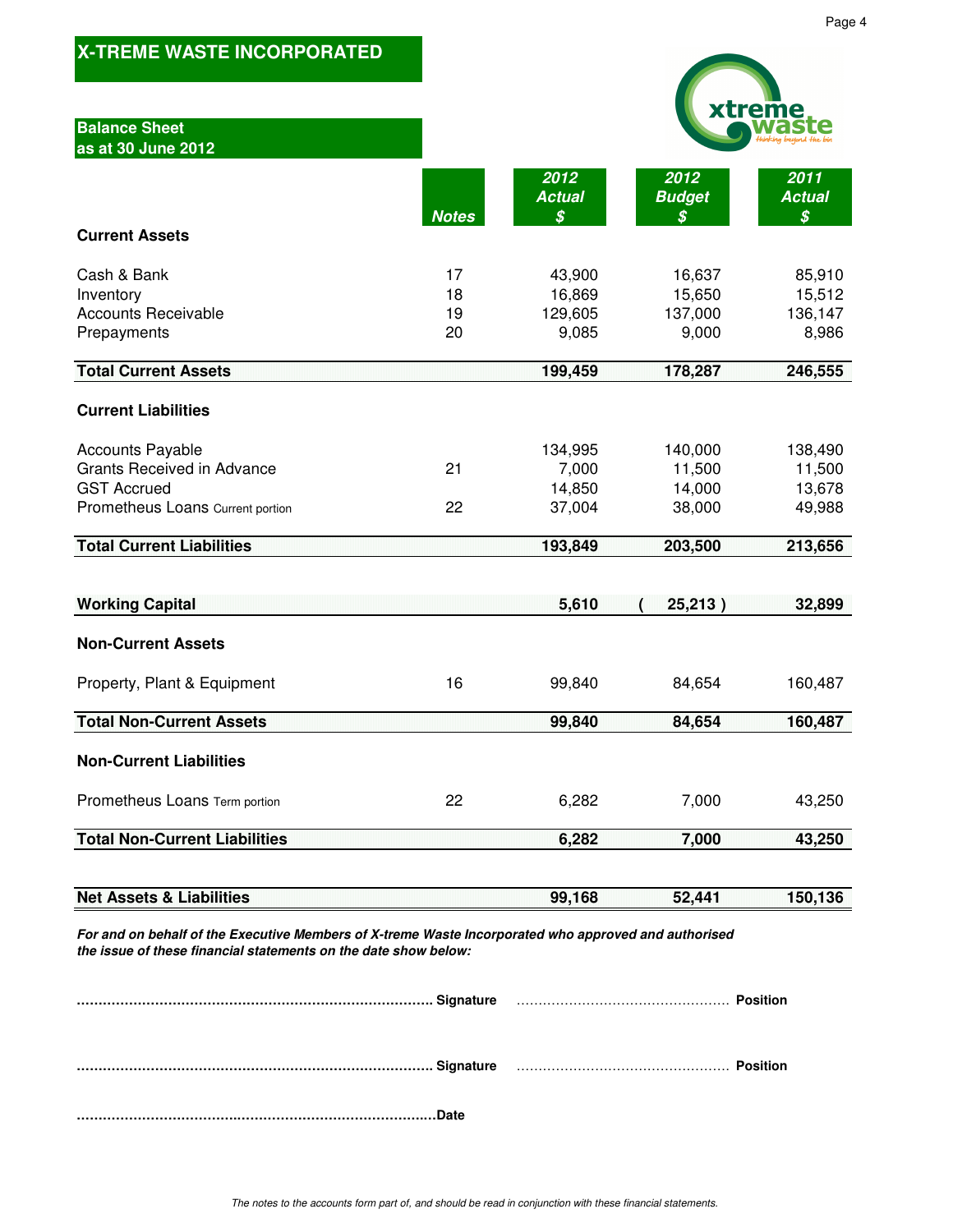# X-TREME WASTE INCORPORATED

## Balance Sheet
## as at 30 June 2012

| | Notes | 2012 Actual $ | 2012 Budget $ | 2011 Actual $ |
|---|---|---|---|---|
| **Current Assets** | | | | |
| Cash & Bank | 17 | 43,900 | 16,637 | 85,910 |
| Inventory | 18 | 16,869 | 15,650 | 15,512 |
| Accounts Receivable | 19 | 129,605 | 137,000 | 136,147 |
| Prepayments | 20 | 9,085 | 9,000 | 8,986 |
| **Total Current Assets** | | **199,459** | **178,287** | **246,555** |
| **Current Liabilities** | | | | |
| Accounts Payable | | 134,995 | 140,000 | 138,490 |
| Grants Received in Advance | 21 | 7,000 | 11,500 | 11,500 |
| GST Accrued | | 14,850 | 14,000 | 13,678 |
| Prometheus Loans Current portion | 22 | 37,004 | 38,000 | 49,988 |
| **Total Current Liabilities** | | **193,849** | **203,500** | **213,656** |
| **Working Capital** | | **5,610** | **( 25,213 )** | **32,899** |
| **Non-Current Assets** | | | | |
| Property, Plant & Equipment | 16 | 99,840 | 84,654 | 160,487 |
| **Total Non-Current Assets** | | **99,840** | **84,654** | **160,487** |
| **Non-Current Liabilities** | | | | |
| Prometheus Loans Term portion | 22 | 6,282 | 7,000 | 43,250 |
| **Total Non-Current Liabilities** | | **6,282** | **7,000** | **43,250** |
| **Net Assets & Liabilities** | | **99,168** | **52,441** | **150,136** |

***For and on behalf of the Executive Members of X-treme Waste Incorporated who approved and authorised the issue of these financial statements on the date show below:***

**.................................................................................. Signature** .................................................. **Position**

**.................................................................................. Signature** .................................................. **Position**

**..................................................................................Date**

*The notes to the accounts form part of, and should be read in conjunction with these financial statements.*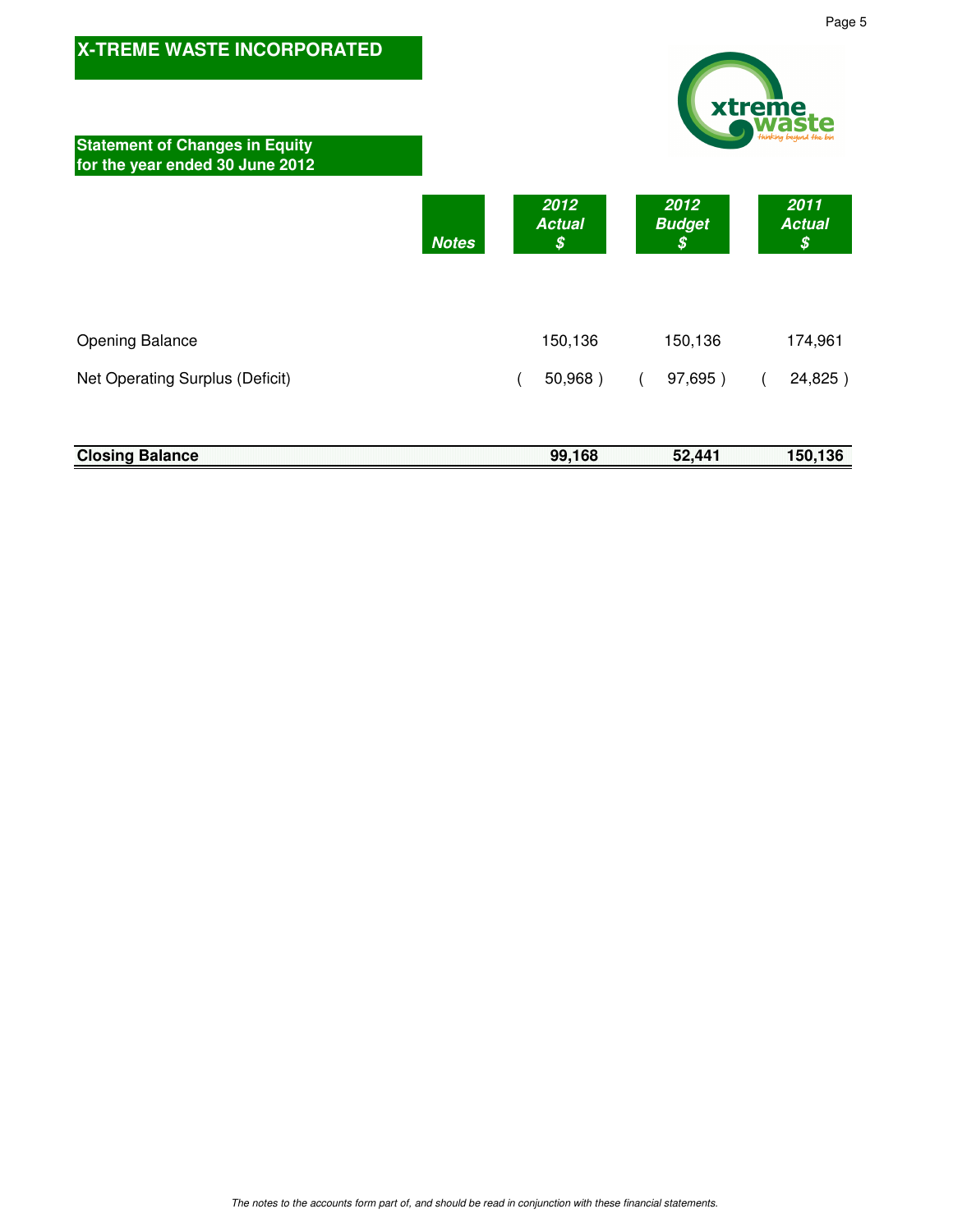# X-TREME WASTE INCORPORATED

## Statement of Changes in Equity for the year ended 30 June 2012

| | Notes | 2012 Actual $ | 2012 Budget $ | 2011 Actual $ |
|---|---|---|---|---|
| Opening Balance | | 150,136 | 150,136 | 174,961 |
| Net Operating Surplus (Deficit) | | ( 50,968 ) | ( 97,695 ) | ( 24,825 ) |
| **Closing Balance** | | **99,168** | **52,441** | **150,136** |

*The notes to the accounts form part of, and should be read in conjunction with these financial statements.*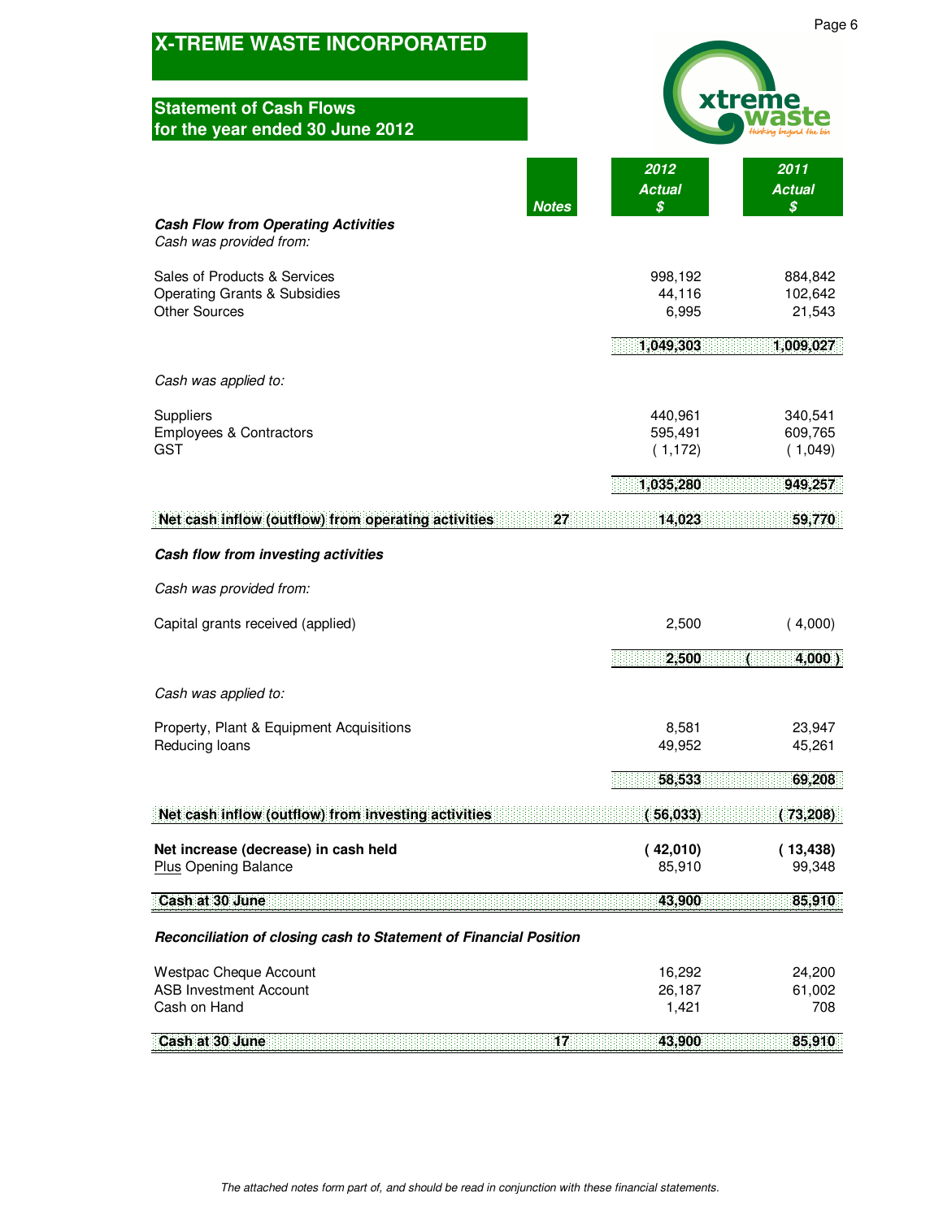# X-TREME WASTE INCORPORATED

## Statement of Cash Flows for the year ended 30 June 2012

| | Notes | 2012 Actual $ | 2011 Actual $ |
|---|---|---|---|
| ***Cash Flow from Operating Activities*** | | | |
| *Cash was provided from:* | | | |
| Sales of Products & Services | | 998,192 | 884,842 |
| Operating Grants & Subsidies | | 44,116 | 102,642 |
| Other Sources | | 6,995 | 21,543 |
| | | **1,049,303** | **1,009,027** |
| *Cash was applied to:* | | | |
| Suppliers | | 440,961 | 340,541 |
| Employees & Contractors | | 595,491 | 609,765 |
| GST | | ( 1,172) | ( 1,049) |
| | | **1,035,280** | **949,257** |
| **Net cash inflow (outflow) from operating activities** | **27** | **14,023** | **59,770** |
| ***Cash flow from investing activities*** | | | |
| *Cash was provided from:* | | | |
| Capital grants received (applied) | | 2,500 | ( 4,000) |
| | | **2,500** | **( 4,000 )** |
| *Cash was applied to:* | | | |
| Property, Plant & Equipment Acquisitions | | 8,581 | 23,947 |
| Reducing loans | | 49,952 | 45,261 |
| | | **58,533** | **69,208** |
| **Net cash inflow (outflow) from investing activities** | | **( 56,033)** | **( 73,208)** |
| **Net increase (decrease) in cash held** | | **( 42,010)** | **( 13,438)** |
| Plus Opening Balance | | 85,910 | 99,348 |
| **Cash at 30 June** | | **43,900** | **85,910** |
| ***Reconciliation of closing cash to Statement of Financial Position*** | | | |
| Westpac Cheque Account | | 16,292 | 24,200 |
| ASB Investment Account | | 26,187 | 61,002 |
| Cash on Hand | | 1,421 | 708 |
| **Cash at 30 June** | **17** | **43,900** | **85,910** |

*The attached notes form part of, and should be read in conjunction with these financial statements.*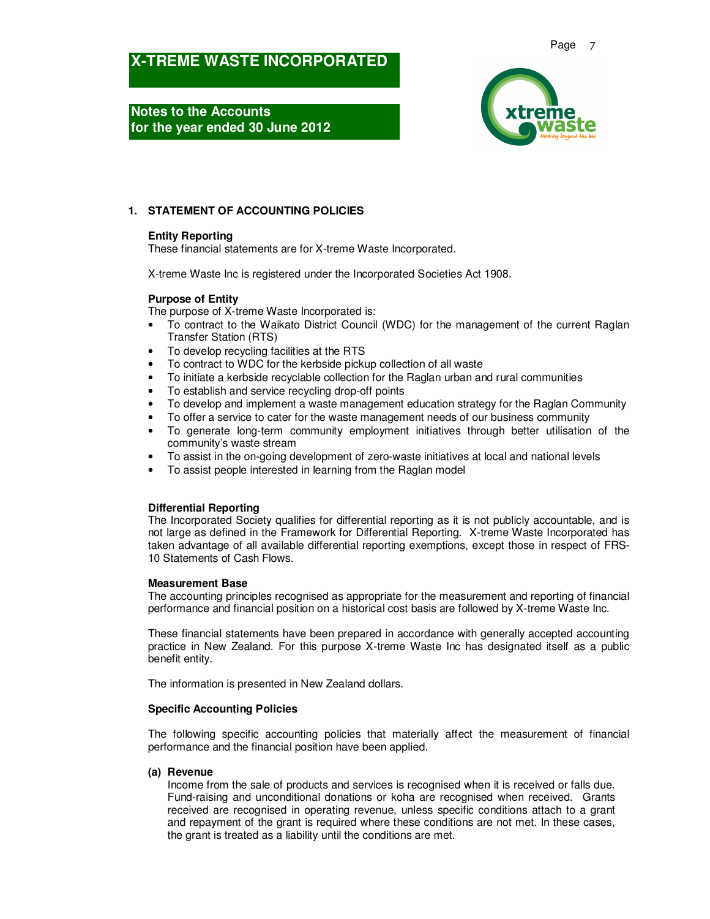# X-TREME WASTE INCORPORATED

## Notes to the Accounts for the year ended 30 June 2012

### 1. STATEMENT OF ACCOUNTING POLICIES

**Entity Reporting**
These financial statements are for X-treme Waste Incorporated.

X-treme Waste Inc is registered under the Incorporated Societies Act 1908.

**Purpose of Entity**
The purpose of X-treme Waste Incorporated is:

- To contract to the Waikato District Council (WDC) for the management of the current Raglan Transfer Station (RTS)
- To develop recycling facilities at the RTS
- To contract to WDC for the kerbside pickup collection of all waste
- To initiate a kerbside recyclable collection for the Raglan urban and rural communities
- To establish and service recycling drop-off points
- To develop and implement a waste management education strategy for the Raglan Community
- To offer a service to cater for the waste management needs of our business community
- To generate long-term community employment initiatives through better utilisation of the community's waste stream
- To assist in the on-going development of zero-waste initiatives at local and national levels
- To assist people interested in learning from the Raglan model

**Differential Reporting**
The Incorporated Society qualifies for differential reporting as it is not publicly accountable, and is not large as defined in the Framework for Differential Reporting. X-treme Waste Incorporated has taken advantage of all available differential reporting exemptions, except those in respect of FRS-10 Statements of Cash Flows.

**Measurement Base**
The accounting principles recognised as appropriate for the measurement and reporting of financial performance and financial position on a historical cost basis are followed by X-treme Waste Inc.

These financial statements have been prepared in accordance with generally accepted accounting practice in New Zealand. For this purpose X-treme Waste Inc has designated itself as a public benefit entity.

The information is presented in New Zealand dollars.

**Specific Accounting Policies**

The following specific accounting policies that materially affect the measurement of financial performance and the financial position have been applied.

**(a) Revenue**
Income from the sale of products and services is recognised when it is received or falls due. Fund-raising and unconditional donations or koha are recognised when received. Grants received are recognised in operating revenue, unless specific conditions attach to a grant and repayment of the grant is required where these conditions are not met. In these cases, the grant is treated as a liability until the conditions are met.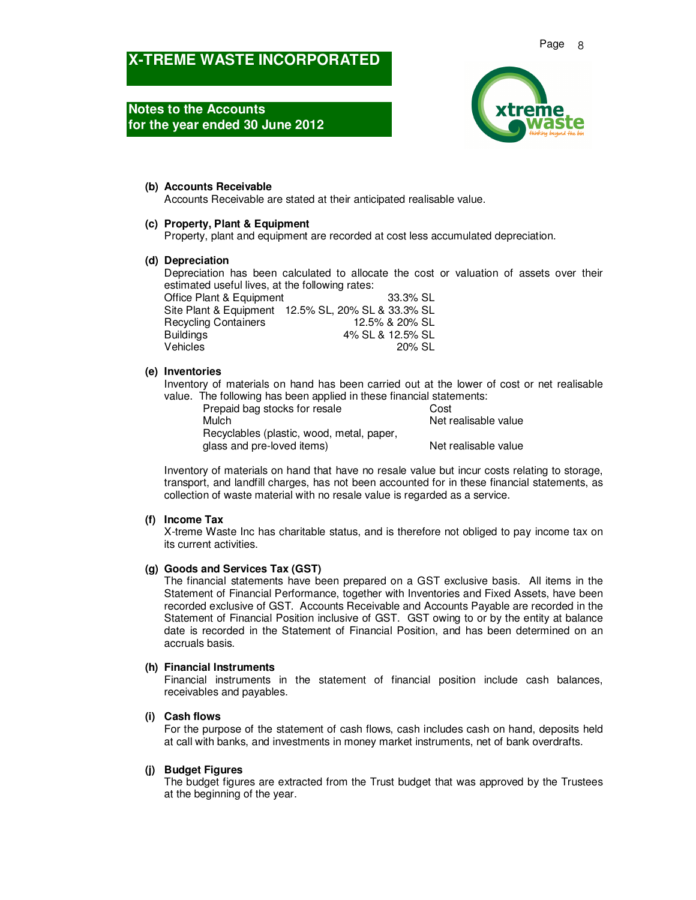**(b) Accounts Receivable**

Accounts Receivable are stated at their anticipated realisable value.

**(c) Property, Plant & Equipment**

Property, plant and equipment are recorded at cost less accumulated depreciation.

**(d) Depreciation**

Depreciation has been calculated to allocate the cost or valuation of assets over their estimated useful lives, at the following rates:

| | |
|---|---|
| Office Plant & Equipment | 33.3% SL |
| Site Plant & Equipment | 12.5% SL, 20% SL & 33.3% SL |
| Recycling Containers | 12.5% & 20% SL |
| Buildings | 4% SL & 12.5% SL |
| Vehicles | 20% SL |

**(e) Inventories**

Inventory of materials on hand has been carried out at the lower of cost or net realisable value. The following has been applied in these financial statements:

| | |
|---|---|
| Prepaid bag stocks for resale | Cost |
| Mulch | Net realisable value |
| Recyclables (plastic, wood, metal, paper, glass and pre-loved items) | Net realisable value |

Inventory of materials on hand that have no resale value but incur costs relating to storage, transport, and landfill charges, has not been accounted for in these financial statements, as collection of waste material with no resale value is regarded as a service.

**(f) Income Tax**

X-treme Waste Inc has charitable status, and is therefore not obliged to pay income tax on its current activities.

**(g) Goods and Services Tax (GST)**

The financial statements have been prepared on a GST exclusive basis. All items in the Statement of Financial Performance, together with Inventories and Fixed Assets, have been recorded exclusive of GST. Accounts Receivable and Accounts Payable are recorded in the Statement of Financial Position inclusive of GST. GST owing to or by the entity at balance date is recorded in the Statement of Financial Position, and has been determined on an accruals basis.

**(h) Financial Instruments**

Financial instruments in the statement of financial position include cash balances, receivables and payables.

**(i) Cash flows**

For the purpose of the statement of cash flows, cash includes cash on hand, deposits held at call with banks, and investments in money market instruments, net of bank overdrafts.

**(j) Budget Figures**

The budget figures are extracted from the Trust budget that was approved by the Trustees at the beginning of the year.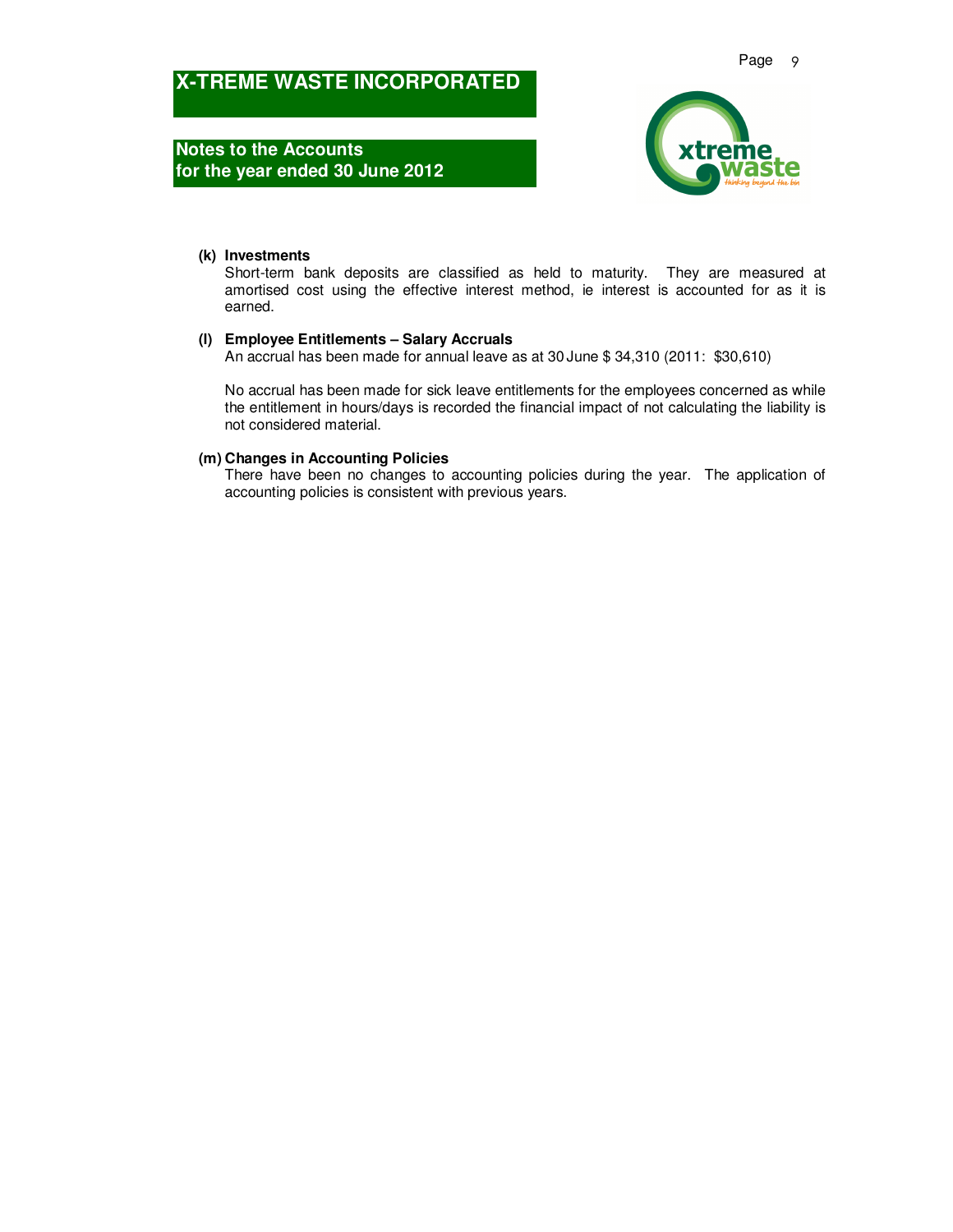# X-TREME WASTE INCORPORATED

## Notes to the Accounts for the year ended 30 June 2012

**(k) Investments**

Short-term bank deposits are classified as held to maturity. They are measured at amortised cost using the effective interest method, ie interest is accounted for as it is earned.

**(l) Employee Entitlements – Salary Accruals**

An accrual has been made for annual leave as at 30 June $ 34,310 (2011: $30,610)

No accrual has been made for sick leave entitlements for the employees concerned as while the entitlement in hours/days is recorded the financial impact of not calculating the liability is not considered material.

**(m) Changes in Accounting Policies**

There have been no changes to accounting policies during the year. The application of accounting policies is consistent with previous years.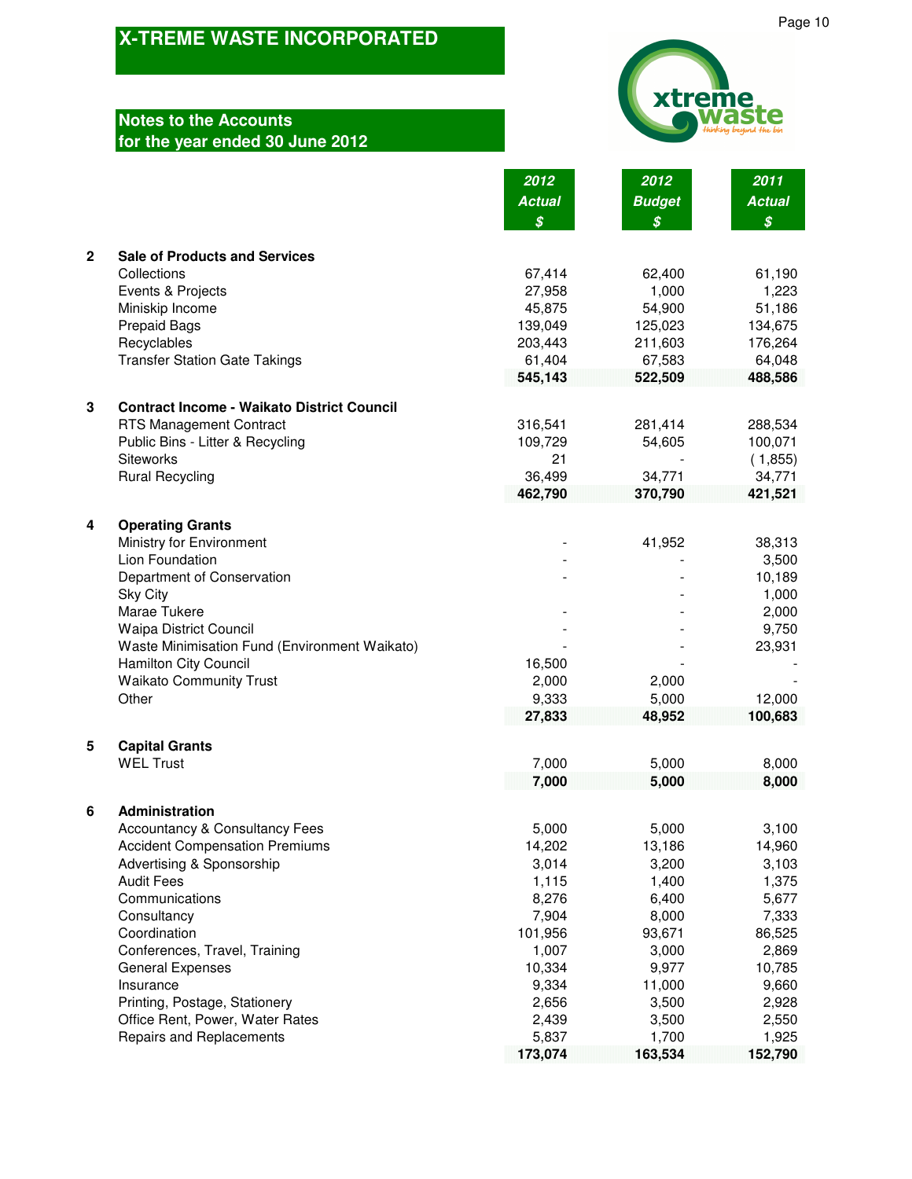# X-TREME WASTE INCORPORATED

## Notes to the Accounts for the year ended 30 June 2012

| | | 2012 Actual $ | 2012 Budget $ | 2011 Actual $ |
|---|---|---|---|---|
| **2** | **Sale of Products and Services** | | | |
| | Collections | 67,414 | 62,400 | 61,190 |
| | Events & Projects | 27,958 | 1,000 | 1,223 |
| | Miniskip Income | 45,875 | 54,900 | 51,186 |
| | Prepaid Bags | 139,049 | 125,023 | 134,675 |
| | Recyclables | 203,443 | 211,603 | 176,264 |
| | Transfer Station Gate Takings | 61,404 | 67,583 | 64,048 |
| | | **545,143** | **522,509** | **488,586** |
| **3** | **Contract Income - Waikato District Council** | | | |
| | RTS Management Contract | 316,541 | 281,414 | 288,534 |
| | Public Bins - Litter & Recycling | 109,729 | 54,605 | 100,071 |
| | Siteworks | 21 | - | ( 1,855) |
| | Rural Recycling | 36,499 | 34,771 | 34,771 |
| | | **462,790** | **370,790** | **421,521** |
| **4** | **Operating Grants** | | | |
| | Ministry for Environment | - | 41,952 | 38,313 |
| | Lion Foundation | - | - | 3,500 |
| | Department of Conservation | - | - | 10,189 |
| | Sky City | | - | 1,000 |
| | Marae Tukere | - | - | 2,000 |
| | Waipa District Council | - | - | 9,750 |
| | Waste Minimisation Fund (Environment Waikato) | - | - | 23,931 |
| | Hamilton City Council | 16,500 | - | - |
| | Waikato Community Trust | 2,000 | 2,000 | - |
| | Other | 9,333 | 5,000 | 12,000 |
| | | **27,833** | **48,952** | **100,683** |
| **5** | **Capital Grants** | | | |
| | WEL Trust | 7,000 | 5,000 | 8,000 |
| | | **7,000** | **5,000** | **8,000** |
| **6** | **Administration** | | | |
| | Accountancy & Consultancy Fees | 5,000 | 5,000 | 3,100 |
| | Accident Compensation Premiums | 14,202 | 13,186 | 14,960 |
| | Advertising & Sponsorship | 3,014 | 3,200 | 3,103 |
| | Audit Fees | 1,115 | 1,400 | 1,375 |
| | Communications | 8,276 | 6,400 | 5,677 |
| | Consultancy | 7,904 | 8,000 | 7,333 |
| | Coordination | 101,956 | 93,671 | 86,525 |
| | Conferences, Travel, Training | 1,007 | 3,000 | 2,869 |
| | General Expenses | 10,334 | 9,977 | 10,785 |
| | Insurance | 9,334 | 11,000 | 9,660 |
| | Printing, Postage, Stationery | 2,656 | 3,500 | 2,928 |
| | Office Rent, Power, Water Rates | 2,439 | 3,500 | 2,550 |
| | Repairs and Replacements | 5,837 | 1,700 | 1,925 |
| | | **173,074** | **163,534** | **152,790** |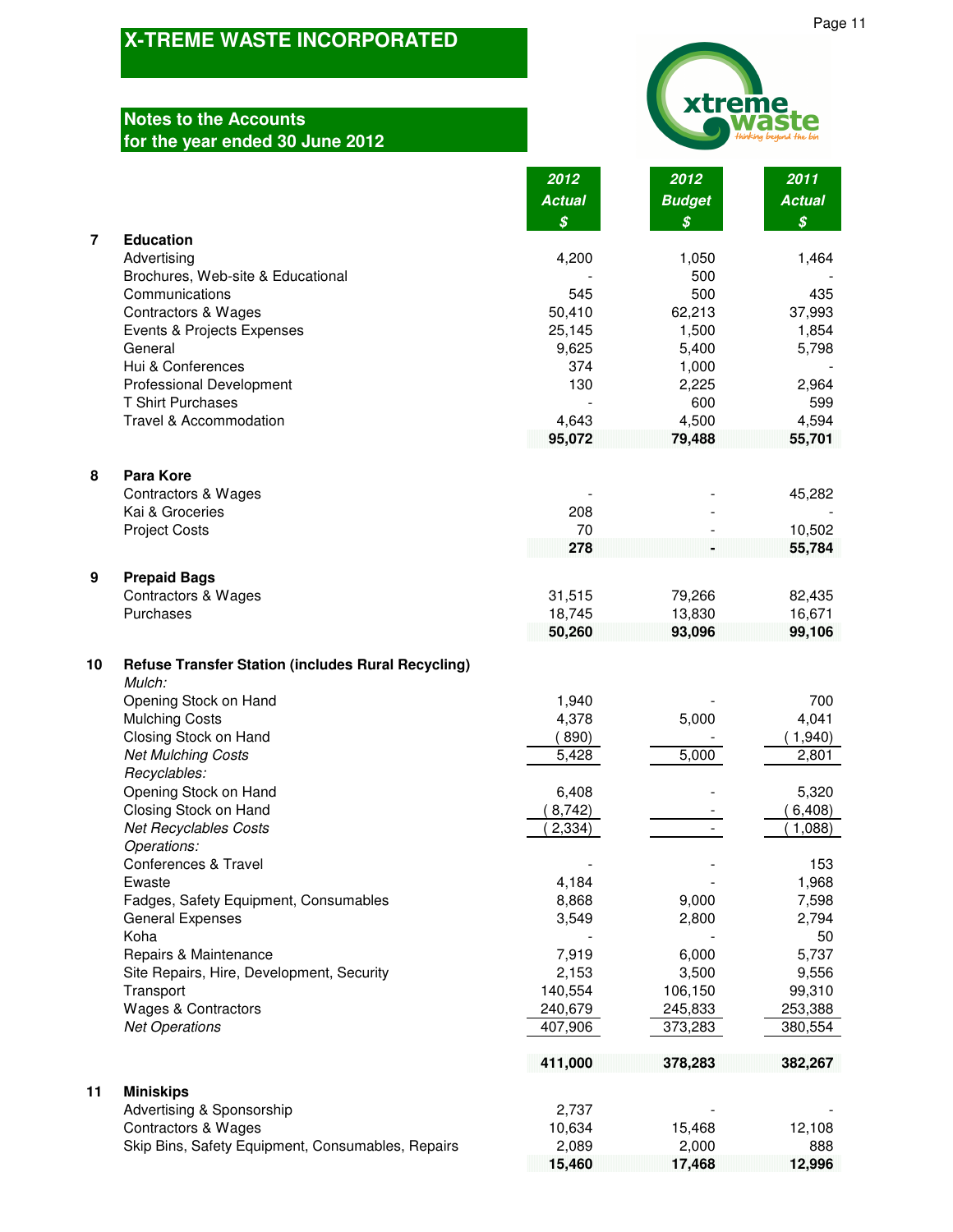# X-TREME WASTE INCORPORATED

## Notes to the Accounts for the year ended 30 June 2012

| | | 2012 Actual $ | 2012 Budget $ | 2011 Actual $ |
|---|---|---|---|---|
| **7** | **Education** | | | |
| | Advertising | 4,200 | 1,050 | 1,464 |
| | Brochures, Web-site & Educational | - | 500 | - |
| | Communications | 545 | 500 | 435 |
| | Contractors & Wages | 50,410 | 62,213 | 37,993 |
| | Events & Projects Expenses | 25,145 | 1,500 | 1,854 |
| | General | 9,625 | 5,400 | 5,798 |
| | Hui & Conferences | 374 | 1,000 | - |
| | Professional Development | 130 | 2,225 | 2,964 |
| | T Shirt Purchases | - | 600 | 599 |
| | Travel & Accommodation | 4,643 | 4,500 | 4,594 |
| | | **95,072** | **79,488** | **55,701** |
| **8** | **Para Kore** | | | |
| | Contractors & Wages | - | - | 45,282 |
| | Kai & Groceries | 208 | - | - |
| | Project Costs | 70 | - | 10,502 |
| | | **278** | **-** | **55,784** |
| **9** | **Prepaid Bags** | | | |
| | Contractors & Wages | 31,515 | 79,266 | 82,435 |
| | Purchases | 18,745 | 13,830 | 16,671 |
| | | **50,260** | **93,096** | **99,106** |
| **10** | **Refuse Transfer Station (includes Rural Recycling)** | | | |
| | *Mulch:* | | | |
| | Opening Stock on Hand | 1,940 | - | 700 |
| | Mulching Costs | 4,378 | 5,000 | 4,041 |
| | Closing Stock on Hand | (890) | - | (1,940) |
| | *Net Mulching Costs* | 5,428 | 5,000 | 2,801 |
| | *Recyclables:* | | | |
| | Opening Stock on Hand | 6,408 | - | 5,320 |
| | Closing Stock on Hand | (8,742) | - | (6,408) |
| | *Net Recyclables Costs* | (2,334) | - | (1,088) |
| | *Operations:* | | | |
| | Conferences & Travel | - | - | 153 |
| | Ewaste | 4,184 | - | 1,968 |
| | Fadges, Safety Equipment, Consumables | 8,868 | 9,000 | 7,598 |
| | General Expenses | 3,549 | 2,800 | 2,794 |
| | Koha | - | - | 50 |
| | Repairs & Maintenance | 7,919 | 6,000 | 5,737 |
| | Site Repairs, Hire, Development, Security | 2,153 | 3,500 | 9,556 |
| | Transport | 140,554 | 106,150 | 99,310 |
| | Wages & Contractors | 240,679 | 245,833 | 253,388 |
| | *Net Operations* | 407,906 | 373,283 | 380,554 |
| | | **411,000** | **378,283** | **382,267** |
| **11** | **Miniskips** | | | |
| | Advertising & Sponsorship | 2,737 | - | - |
| | Contractors & Wages | 10,634 | 15,468 | 12,108 |
| | Skip Bins, Safety Equipment, Consumables, Repairs | 2,089 | 2,000 | 888 |
| | | **15,460** | **17,468** | **12,996** |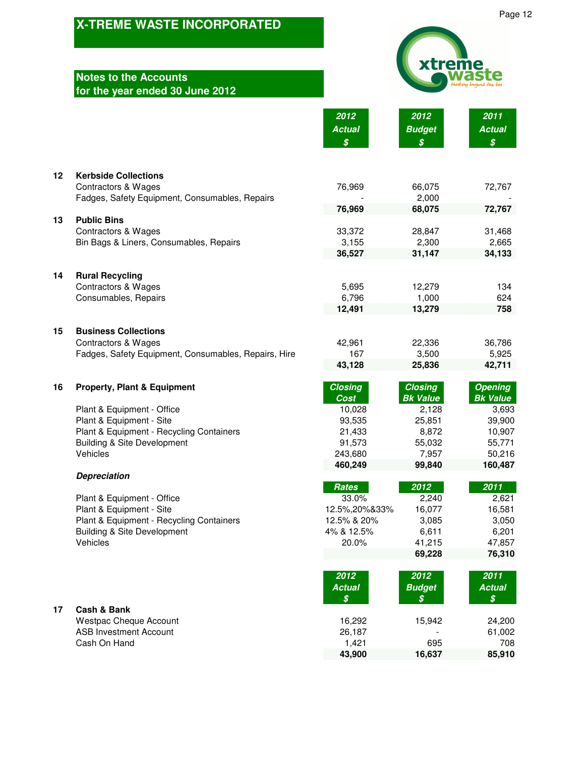# X-TREME WASTE INCORPORATED

## Notes to the Accounts
## for the year ended 30 June 2012

| | | 2012 Actual $ | 2012 Budget $ | 2011 Actual $ |
|---|---|---|---|---|
| **12** | **Kerbside Collections** | | | |
| | Contractors & Wages | 76,969 | 66,075 | 72,767 |
| | Fadges, Safety Equipment, Consumables, Repairs | - | 2,000 | - |
| | | **76,969** | **68,075** | **72,767** |
| **13** | **Public Bins** | | | |
| | Contractors & Wages | 33,372 | 28,847 | 31,468 |
| | Bin Bags & Liners, Consumables, Repairs | 3,155 | 2,300 | 2,665 |
| | | **36,527** | **31,147** | **34,133** |
| **14** | **Rural Recycling** | | | |
| | Contractors & Wages | 5,695 | 12,279 | 134 |
| | Consumables, Repairs | 6,796 | 1,000 | 624 |
| | | **12,491** | **13,279** | **758** |
| **15** | **Business Collections** | | | |
| | Contractors & Wages | 42,961 | 22,336 | 36,786 |
| | Fadges, Safety Equipment, Consumables, Repairs, Hire | 167 | 3,500 | 5,925 |
| | | **43,128** | **25,836** | **42,711** |

| | | Closing Cost | Closing Bk Value | Opening Bk Value |
|---|---|---|---|---|
| **16** | **Property, Plant & Equipment** | | | |
| | Plant & Equipment - Office | 10,028 | 2,128 | 3,693 |
| | Plant & Equipment - Site | 93,535 | 25,851 | 39,900 |
| | Plant & Equipment - Recycling Containers | 21,433 | 8,872 | 10,907 |
| | Building & Site Development | 91,573 | 55,032 | 55,771 |
| | Vehicles | 243,680 | 7,957 | 50,216 |
| | | **460,249** | **99,840** | **160,487** |

| | *Depreciation* | Rates | 2012 | 2011 |
|---|---|---|---|---|
| | Plant & Equipment - Office | 33.0% | 2,240 | 2,621 |
| | Plant & Equipment - Site | 12.5%,20%&33% | 16,077 | 16,581 |
| | Plant & Equipment - Recycling Containers | 12.5% & 20% | 3,085 | 3,050 |
| | Building & Site Development | 4% & 12.5% | 6,611 | 6,201 |
| | Vehicles | 20.0% | 41,215 | 47,857 |
| | | | **69,228** | **76,310** |

| | | 2012 Actual $ | 2012 Budget $ | 2011 Actual $ |
|---|---|---|---|---|
| **17** | **Cash & Bank** | | | |
| | Westpac Cheque Account | 16,292 | 15,942 | 24,200 |
| | ASB Investment Account | 26,187 | - | 61,002 |
| | Cash On Hand | 1,421 | 695 | 708 |
| | | **43,900** | **16,637** | **85,910** |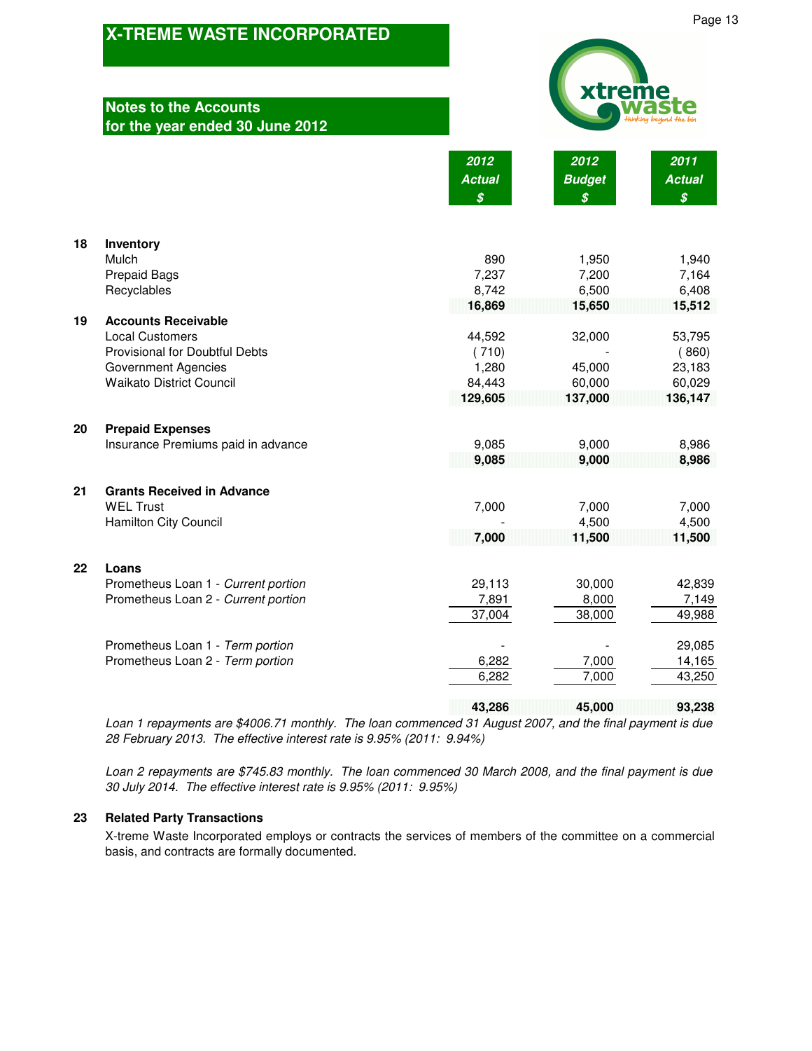# X-TREME WASTE INCORPORATED

## Notes to the Accounts
## for the year ended 30 June 2012

| | | 2012 Actual $ | 2012 Budget $ | 2011 Actual $ |
|---|---|---|---|---|
| **18** | **Inventory** | | | |
| | Mulch | 890 | 1,950 | 1,940 |
| | Prepaid Bags | 7,237 | 7,200 | 7,164 |
| | Recyclables | 8,742 | 6,500 | 6,408 |
| | | **16,869** | **15,650** | **15,512** |
| **19** | **Accounts Receivable** | | | |
| | Local Customers | 44,592 | 32,000 | 53,795 |
| | Provisional for Doubtful Debts | ( 710) | - | ( 860) |
| | Government Agencies | 1,280 | 45,000 | 23,183 |
| | Waikato District Council | 84,443 | 60,000 | 60,029 |
| | | **129,605** | **137,000** | **136,147** |
| **20** | **Prepaid Expenses** | | | |
| | Insurance Premiums paid in advance | 9,085 | 9,000 | 8,986 |
| | | **9,085** | **9,000** | **8,986** |
| **21** | **Grants Received in Advance** | | | |
| | WEL Trust | 7,000 | 7,000 | 7,000 |
| | Hamilton City Council | - | 4,500 | 4,500 |
| | | **7,000** | **11,500** | **11,500** |
| **22** | **Loans** | | | |
| | Prometheus Loan 1 - *Current portion* | 29,113 | 30,000 | 42,839 |
| | Prometheus Loan 2 - *Current portion* | 7,891 | 8,000 | 7,149 |
| | | 37,004 | 38,000 | 49,988 |
| | Prometheus Loan 1 - *Term portion* | - | - | 29,085 |
| | Prometheus Loan 2 - *Term portion* | 6,282 | 7,000 | 14,165 |
| | | 6,282 | 7,000 | 43,250 |
| | | **43,286** | **45,000** | **93,238** |

*Loan 1 repayments are $4006.71 monthly. The loan commenced 31 August 2007, and the final payment is due 28 February 2013. The effective interest rate is 9.95% (2011: 9.94%)*

*Loan 2 repayments are $745.83 monthly. The loan commenced 30 March 2008, and the final payment is due 30 July 2014. The effective interest rate is 9.95% (2011: 9.95%)*

### 23 Related Party Transactions

X-treme Waste Incorporated employs or contracts the services of members of the committee on a commercial basis, and contracts are formally documented.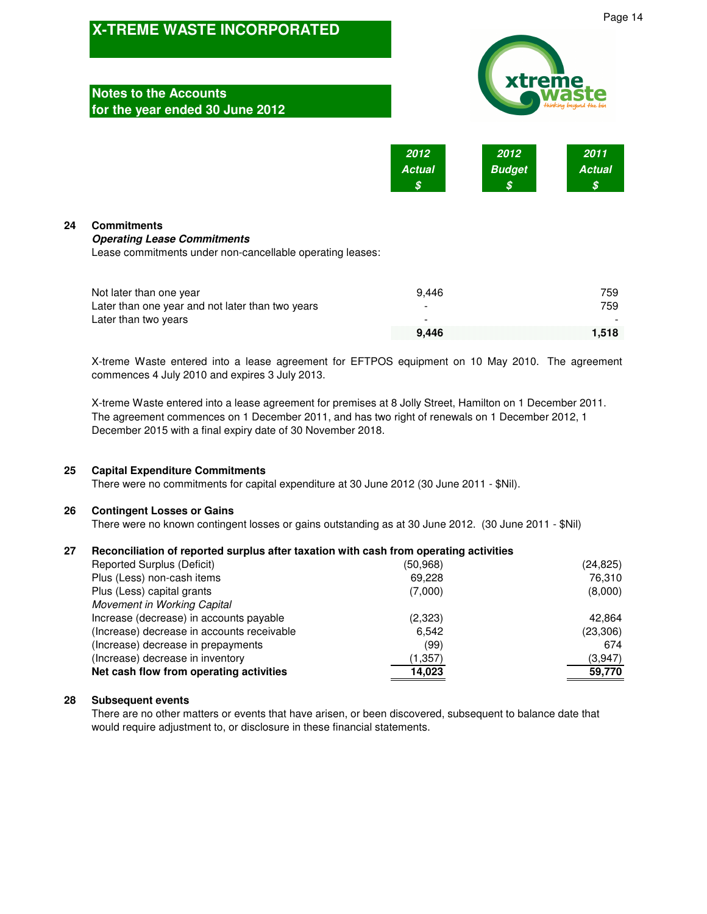# X-TREME WASTE INCORPORATED

## Notes to the Accounts for the year ended 30 June 2012

### 24 Commitments

***Operating Lease Commitments***

Lease commitments under non-cancellable operating leases:

| | 2012 Actual $ | 2012 Budget $ | 2011 Actual $ |
|---|---|---|---|
| Not later than one year | 9,446 | | 759 |
| Later than one year and not later than two years | - | | 759 |
| Later than two years | - | | - |
| | **9,446** | | **1,518** |

X-treme Waste entered into a lease agreement for EFTPOS equipment on 10 May 2010. The agreement commences 4 July 2010 and expires 3 July 2013.

X-treme Waste entered into a lease agreement for premises at 8 Jolly Street, Hamilton on 1 December 2011. The agreement commences on 1 December 2011, and has two right of renewals on 1 December 2012, 1 December 2015 with a final expiry date of 30 November 2018.

### 25 Capital Expenditure Commitments

There were no commitments for capital expenditure at 30 June 2012 (30 June 2011 - $Nil).

### 26 Contingent Losses or Gains

There were no known contingent losses or gains outstanding as at 30 June 2012. (30 June 2011 - $Nil)

### 27 Reconciliation of reported surplus after taxation with cash from operating activities

| | 2012 Actual $ | 2012 Budget $ | 2011 Actual $ |
|---|---|---|---|
| Reported Surplus (Deficit) | (50,968) | | (24,825) |
| Plus (Less) non-cash items | 69,228 | | 76,310 |
| Plus (Less) capital grants | (7,000) | | (8,000) |
| *Movement in Working Capital* | | | |
| Increase (decrease) in accounts payable | (2,323) | | 42,864 |
| (Increase) decrease in accounts receivable | 6,542 | | (23,306) |
| (Increase) decrease in prepayments | (99) | | 674 |
| (Increase) decrease in inventory | (1,357) | | (3,947) |
| **Net cash flow from operating activities** | **14,023** | | **59,770** |

### 28 Subsequent events

There are no other matters or events that have arisen, or been discovered, subsequent to balance date that would require adjustment to, or disclosure in these financial statements.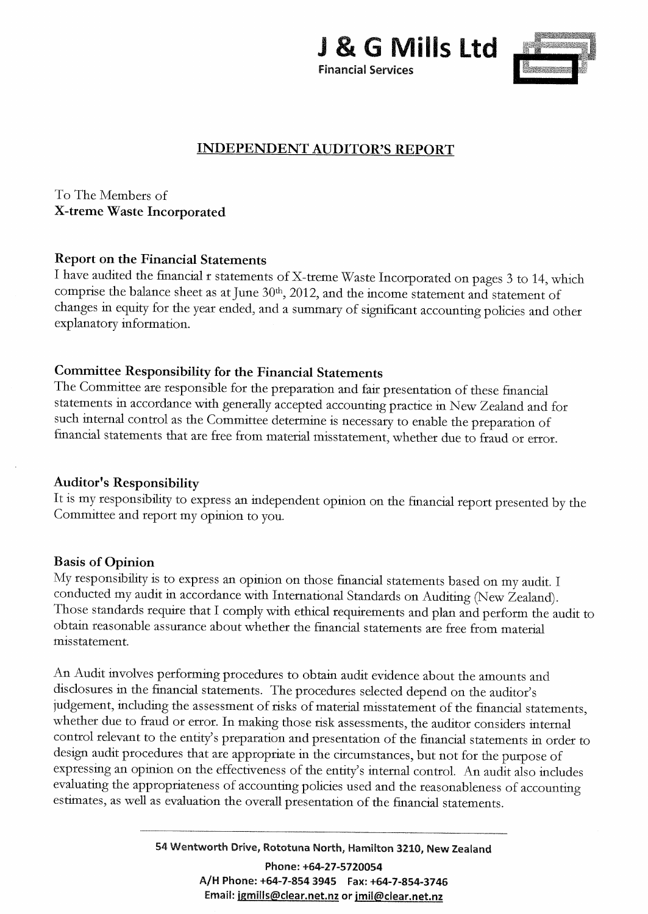**J & G Mills Ltd**
**Financial Services**

## INDEPENDENT AUDITOR'S REPORT

To The Members of
**X-treme Waste Incorporated**

### Report on the Financial Statements

I have audited the financial r statements of X-treme Waste Incorporated on pages 3 to 14, which comprise the balance sheet as at June 30th, 2012, and the income statement and statement of changes in equity for the year ended, and a summary of significant accounting policies and other explanatory information.

### Committee Responsibility for the Financial Statements

The Committee are responsible for the preparation and fair presentation of these financial statements in accordance with generally accepted accounting practice in New Zealand and for such internal control as the Committee determine is necessary to enable the preparation of financial statements that are free from material misstatement, whether due to fraud or error.

### Auditor's Responsibility

It is my responsibility to express an independent opinion on the financial report presented by the Committee and report my opinion to you.

### Basis of Opinion

My responsibility is to express an opinion on those financial statements based on my audit. I conducted my audit in accordance with International Standards on Auditing (New Zealand). Those standards require that I comply with ethical requirements and plan and perform the audit to obtain reasonable assurance about whether the financial statements are free from material misstatement.

An Audit involves performing procedures to obtain audit evidence about the amounts and disclosures in the financial statements. The procedures selected depend on the auditor's judgement, including the assessment of risks of material misstatement of the financial statements, whether due to fraud or error. In making those risk assessments, the auditor considers internal control relevant to the entity's preparation and presentation of the financial statements in order to design audit procedures that are appropriate in the circumstances, but not for the purpose of expressing an opinion on the effectiveness of the entity's internal control. An audit also includes evaluating the appropriateness of accounting policies used and the reasonableness of accounting estimates, as well as evaluation the overall presentation of the financial statements.

54 Wentworth Drive, Rototuna North, Hamilton 3210, New Zealand
Phone: +64-27-5720054
A/H Phone: +64-7-854 3945 Fax: +64-7-854-3746
Email: jgmills@clear.net.nz or jmil@clear.net.nz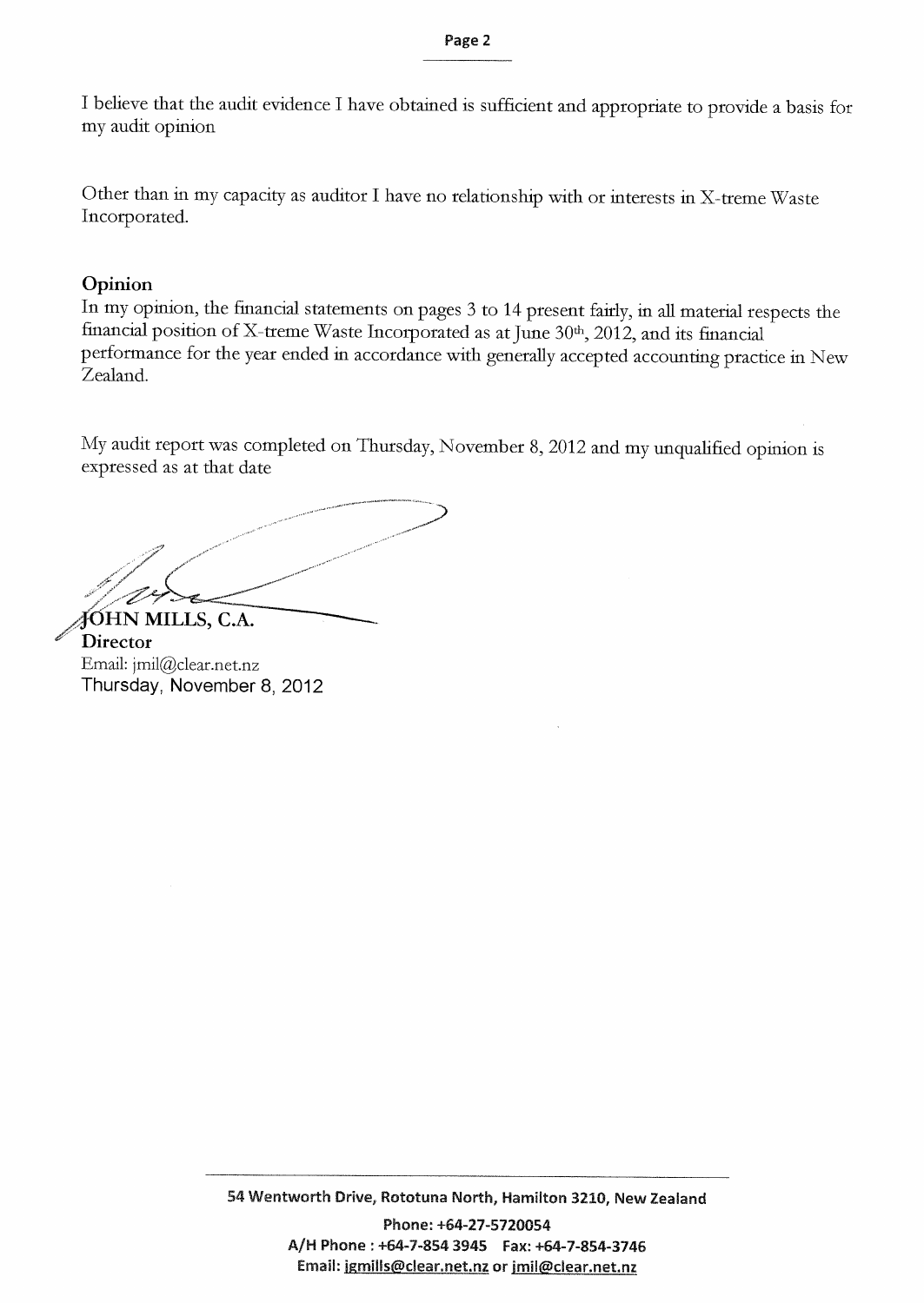I believe that the audit evidence I have obtained is sufficient and appropriate to provide a basis for my audit opinion

Other than in my capacity as auditor I have no relationship with or interests in X-treme Waste Incorporated.

**Opinion**

In my opinion, the financial statements on pages 3 to 14 present fairly, in all material respects the financial position of X-treme Waste Incorporated as at June 30th, 2012, and its financial performance for the year ended in accordance with generally accepted accounting practice in New Zealand.

My audit report was completed on Thursday, November 8, 2012 and my unqualified opinion is expressed as at that date

**JOHN MILLS, C.A.**
**Director**
Email: jmil@clear.net.nz
Thursday, November 8, 2012

**54 Wentworth Drive, Rototuna North, Hamilton 3210, New Zealand**
**Phone: +64-27-5720054**
**A/H Phone : +64-7-854 3945 Fax: +64-7-854-3746**
**Email: jgmills@clear.net.nz or jmil@clear.net.nz**